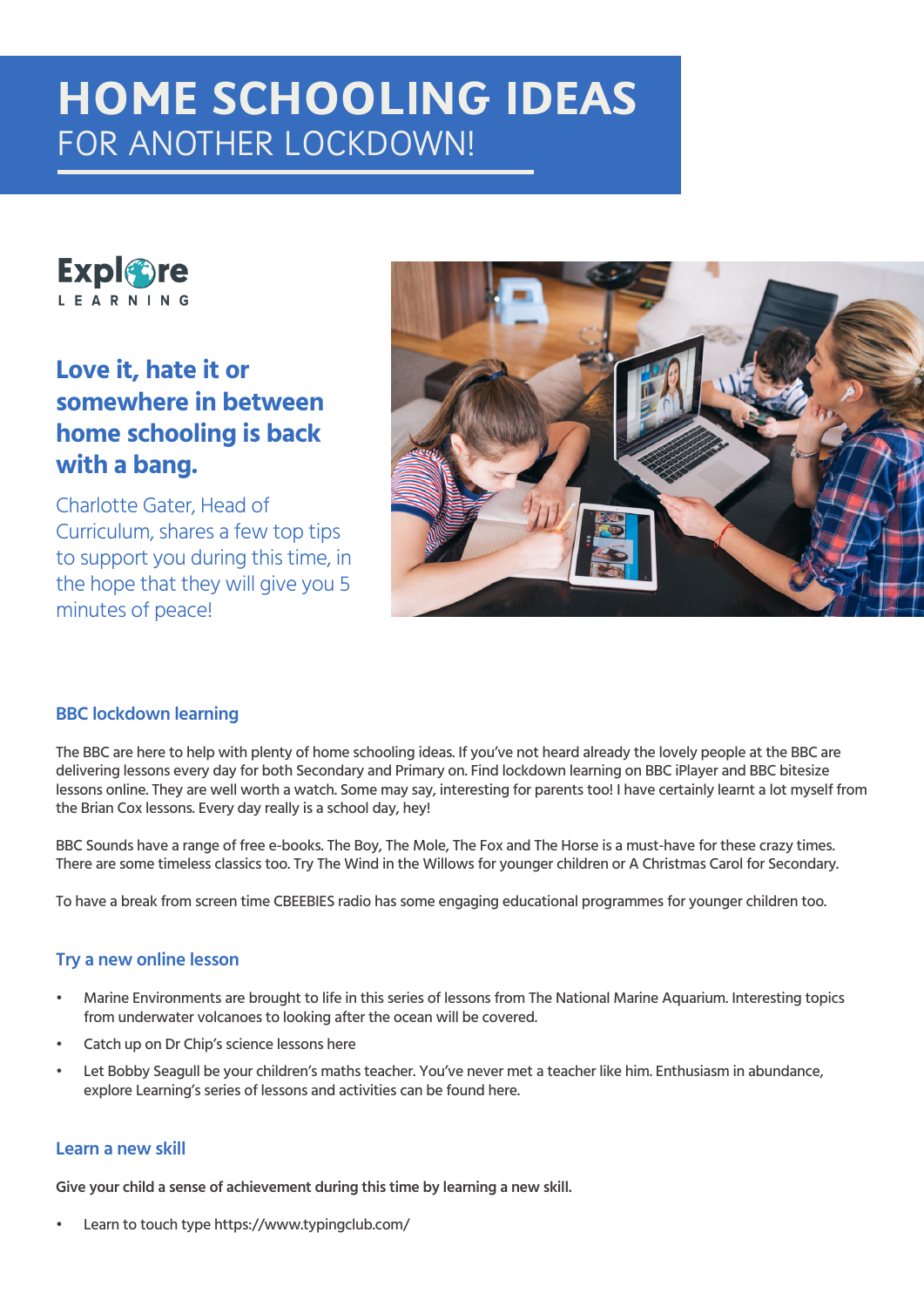# HOME SCHOOLING IDEAS

FOR ANOTHER LOCKDOWN!

Explore LEARNING

## Love it, hate it or somewhere in between home schooling is back with a bang.

Charlotte Gater, Head of Curriculum, shares a few top tips to support you during this time, in the hope that they will give you 5 minutes of peace!

### BBC lockdown learning

The BBC are here to help with plenty of home schooling ideas. If you've not heard already the lovely people at the BBC are delivering lessons every day for both Secondary and Primary on. Find lockdown learning on BBC iPlayer and BBC bitesize lessons online. They are well worth a watch. Some may say, interesting for parents too! I have certainly learnt a lot myself from the Brian Cox lessons. Every day really is a school day, hey!

BBC Sounds have a range of free e-books. The Boy, The Mole, The Fox and The Horse is a must-have for these crazy times. There are some timeless classics too. Try The Wind in the Willows for younger children or A Christmas Carol for Secondary.

To have a break from screen time CBEEBIES radio has some engaging educational programmes for younger children too.

### Try a new online lesson

- Marine Environments are brought to life in this series of lessons from The National Marine Aquarium. Interesting topics from underwater volcanoes to looking after the ocean will be covered.
- Catch up on Dr Chip's science lessons here
- Let Bobby Seagull be your children's maths teacher. You've never met a teacher like him. Enthusiasm in abundance, explore Learning's series of lessons and activities can be found here.

### Learn a new skill

**Give your child a sense of achievement during this time by learning a new skill.**

- Learn to touch type https://www.typingclub.com/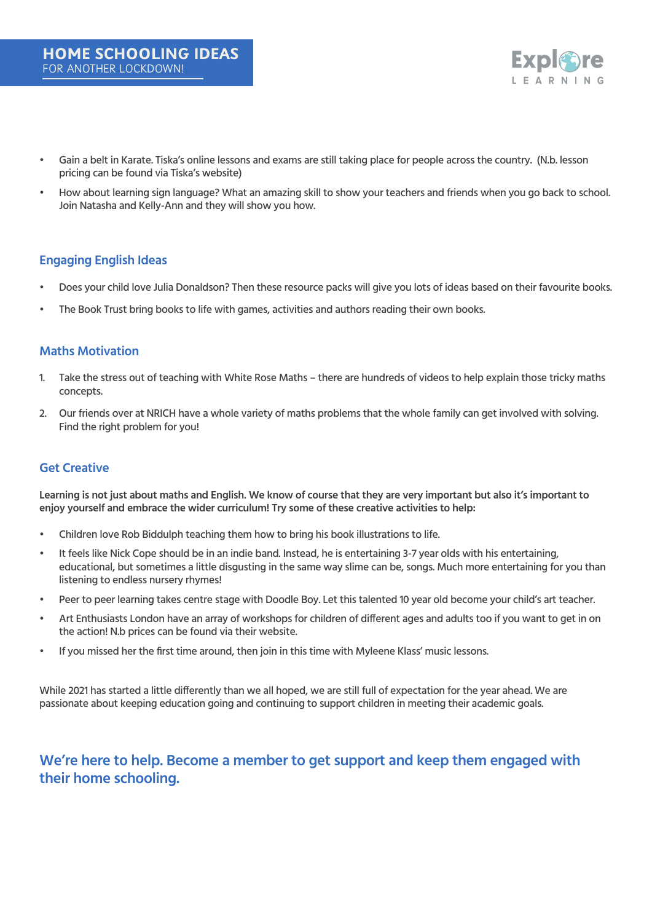- Gain a belt in Karate. Tiska's online lessons and exams are still taking place for people across the country. (N.b. lesson pricing can be found via Tiska's website)
- How about learning sign language? What an amazing skill to show your teachers and friends when you go back to school. Join Natasha and Kelly-Ann and they will show you how.

## Engaging English Ideas

- Does your child love Julia Donaldson? Then these resource packs will give you lots of ideas based on their favourite books.
- The Book Trust bring books to life with games, activities and authors reading their own books.

## Maths Motivation

1. Take the stress out of teaching with White Rose Maths – there are hundreds of videos to help explain those tricky maths concepts.
2. Our friends over at NRICH have a whole variety of maths problems that the whole family can get involved with solving. Find the right problem for you!

## Get Creative

**Learning is not just about maths and English. We know of course that they are very important but also it's important to enjoy yourself and embrace the wider curriculum! Try some of these creative activities to help:**

- Children love Rob Biddulph teaching them how to bring his book illustrations to life.
- It feels like Nick Cope should be in an indie band. Instead, he is entertaining 3-7 year olds with his entertaining, educational, but sometimes a little disgusting in the same way slime can be, songs. Much more entertaining for you than listening to endless nursery rhymes!
- Peer to peer learning takes centre stage with Doodle Boy. Let this talented 10 year old become your child's art teacher.
- Art Enthusiasts London have an array of workshops for children of different ages and adults too if you want to get in on the action! N.b prices can be found via their website.
- If you missed her the first time around, then join in this time with Myleene Klass' music lessons.

While 2021 has started a little differently than we all hoped, we are still full of expectation for the year ahead. We are passionate about keeping education going and continuing to support children in meeting their academic goals.

## We're here to help. Become a member to get support and keep them engaged with their home schooling.